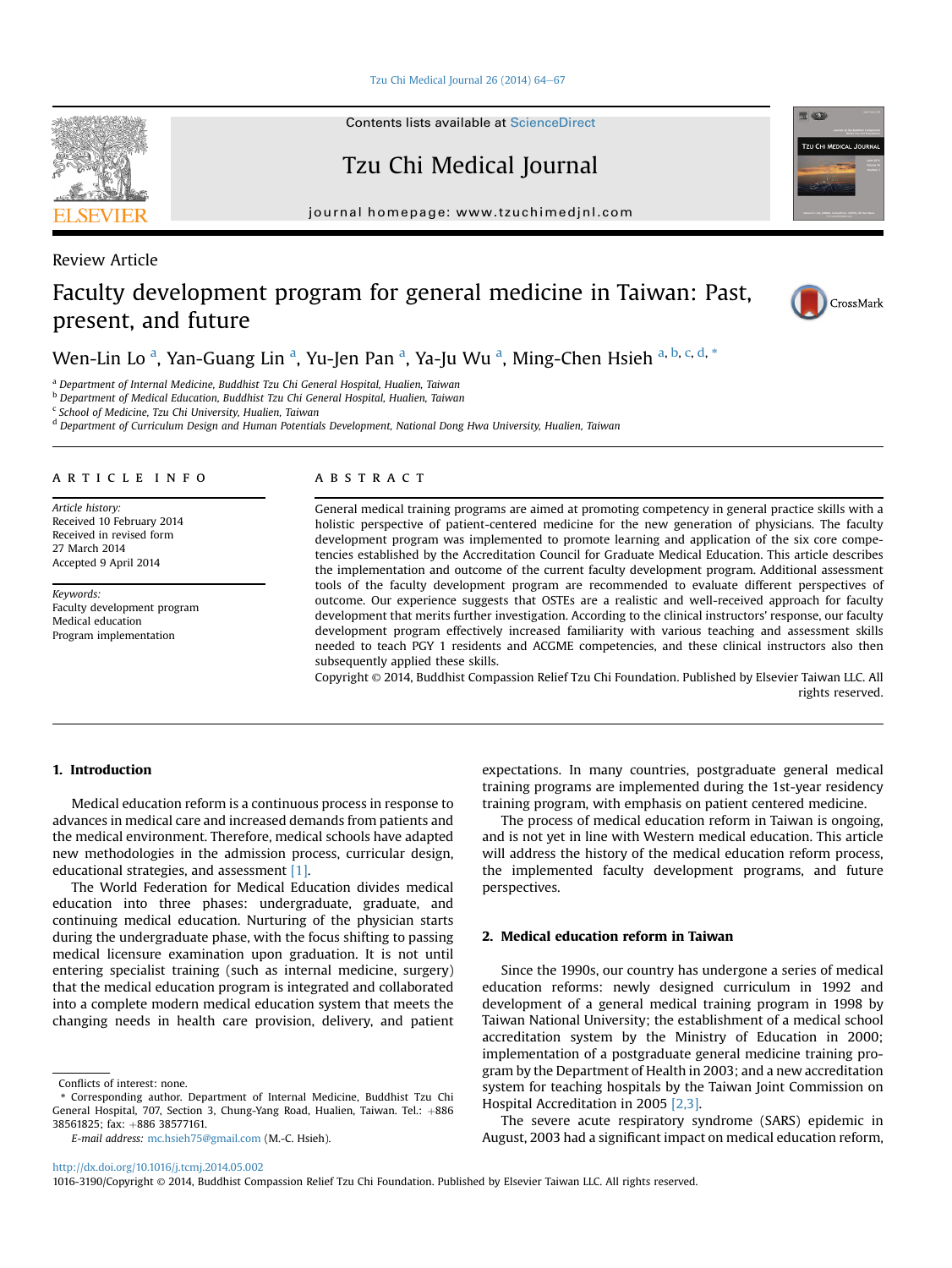Review Article

# Faculty development program for general medicine in Taiwan: Past, present, and future

Wen-Lin Lo [a], Yan-Guang Lin [a], Yu-Jen Pan [a], Ya-Ju Wu [a], Ming-Chen Hsieh [a,b,c,d,*]

[a] Department of Internal Medicine, Buddhist Tzu Chi General Hospital, Hualien, Taiwan
[b] Department of Medical Education, Buddhist Tzu Chi General Hospital, Hualien, Taiwan
[c] School of Medicine, Tzu Chi University, Hualien, Taiwan
[d] Department of Curriculum Design and Human Potentials Development, National Dong Hwa University, Hualien, Taiwan

## ARTICLE INFO

*Article history:*
Received 10 February 2014
Received in revised form 27 March 2014
Accepted 9 April 2014

*Keywords:*
Faculty development program
Medical education
Program implementation

## ABSTRACT

General medical training programs are aimed at promoting competency in general practice skills with a holistic perspective of patient-centered medicine for the new generation of physicians. The faculty development program was implemented to promote learning and application of the six core competencies established by the Accreditation Council for Graduate Medical Education. This article describes the implementation and outcome of the current faculty development program. Additional assessment tools of the faculty development program are recommended to evaluate different perspectives of outcome. Our experience suggests that OSTEs are a realistic and well-received approach for faculty development that merits further investigation. According to the clinical instructors' response, our faculty development program effectively increased familiarity with various teaching and assessment skills needed to teach PGY 1 residents and ACGME competencies, and these clinical instructors also then subsequently applied these skills.

Copyright © 2014, Buddhist Compassion Relief Tzu Chi Foundation. Published by Elsevier Taiwan LLC. All rights reserved.

## 1. Introduction

Medical education reform is a continuous process in response to advances in medical care and increased demands from patients and the medical environment. Therefore, medical schools have adapted new methodologies in the admission process, curricular design, educational strategies, and assessment [1].

The World Federation for Medical Education divides medical education into three phases: undergraduate, graduate, and continuing medical education. Nurturing of the physician starts during the undergraduate phase, with the focus shifting to passing medical licensure examination upon graduation. It is not until entering specialist training (such as internal medicine, surgery) that the medical education program is integrated and collaborated into a complete modern medical education system that meets the changing needs in health care provision, delivery, and patient expectations. In many countries, postgraduate general medical training programs are implemented during the 1st-year residency training program, with emphasis on patient centered medicine.

The process of medical education reform in Taiwan is ongoing, and is not yet in line with Western medical education. This article will address the history of the medical education reform process, the implemented faculty development programs, and future perspectives.

## 2. Medical education reform in Taiwan

Since the 1990s, our country has undergone a series of medical education reforms: newly designed curriculum in 1992 and development of a general medical training program in 1998 by Taiwan National University; the establishment of a medical school accreditation system by the Ministry of Education in 2000; implementation of a postgraduate general medicine training program by the Department of Health in 2003; and a new accreditation system for teaching hospitals by the Taiwan Joint Commission on Hospital Accreditation in 2005 [2,3].

The severe acute respiratory syndrome (SARS) epidemic in August, 2003 had a significant impact on medical education reform,

Conflicts of interest: none.

* Corresponding author. Department of Internal Medicine, Buddhist Tzu Chi General Hospital, 707, Section 3, Chung-Yang Road, Hualien, Taiwan. Tel.: +886 38561825; fax: +886 38577161.

E-mail address: mc.hsieh75@gmail.com (M.-C. Hsieh).

http://dx.doi.org/10.1016/j.tcmj.2014.05.002
1016-3190/Copyright © 2014, Buddhist Compassion Relief Tzu Chi Foundation. Published by Elsevier Taiwan LLC. All rights reserved.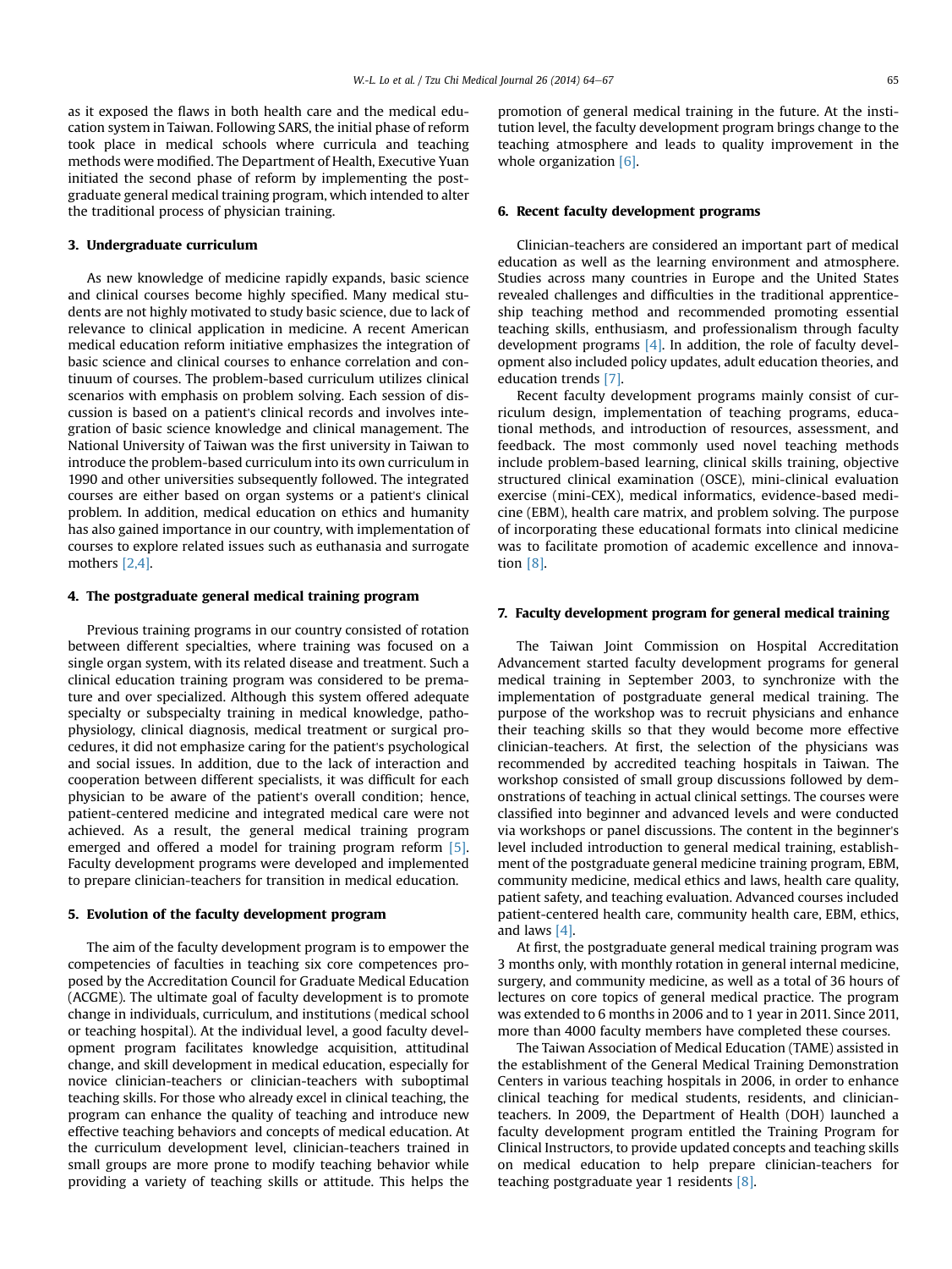as it exposed the flaws in both health care and the medical education system in Taiwan. Following SARS, the initial phase of reform took place in medical schools where curricula and teaching methods were modified. The Department of Health, Executive Yuan initiated the second phase of reform by implementing the postgraduate general medical training program, which intended to alter the traditional process of physician training.

## 3. Undergraduate curriculum

As new knowledge of medicine rapidly expands, basic science and clinical courses become highly specified. Many medical students are not highly motivated to study basic science, due to lack of relevance to clinical application in medicine. A recent American medical education reform initiative emphasizes the integration of basic science and clinical courses to enhance correlation and continuum of courses. The problem-based curriculum utilizes clinical scenarios with emphasis on problem solving. Each session of discussion is based on a patient's clinical records and involves integration of basic science knowledge and clinical management. The National University of Taiwan was the first university in Taiwan to introduce the problem-based curriculum into its own curriculum in 1990 and other universities subsequently followed. The integrated courses are either based on organ systems or a patient's clinical problem. In addition, medical education on ethics and humanity has also gained importance in our country, with implementation of courses to explore related issues such as euthanasia and surrogate mothers [2,4].

## 4. The postgraduate general medical training program

Previous training programs in our country consisted of rotation between different specialties, where training was focused on a single organ system, with its related disease and treatment. Such a clinical education training program was considered to be premature and over specialized. Although this system offered adequate specialty or subspecialty training in medical knowledge, pathophysiology, clinical diagnosis, medical treatment or surgical procedures, it did not emphasize caring for the patient's psychological and social issues. In addition, due to the lack of interaction and cooperation between different specialists, it was difficult for each physician to be aware of the patient's overall condition; hence, patient-centered medicine and integrated medical care were not achieved. As a result, the general medical training program emerged and offered a model for training program reform [5]. Faculty development programs were developed and implemented to prepare clinician-teachers for transition in medical education.

## 5. Evolution of the faculty development program

The aim of the faculty development program is to empower the competencies of faculties in teaching six core competences proposed by the Accreditation Council for Graduate Medical Education (ACGME). The ultimate goal of faculty development is to promote change in individuals, curriculum, and institutions (medical school or teaching hospital). At the individual level, a good faculty development program facilitates knowledge acquisition, attitudinal change, and skill development in medical education, especially for novice clinician-teachers or clinician-teachers with suboptimal teaching skills. For those who already excel in clinical teaching, the program can enhance the quality of teaching and introduce new effective teaching behaviors and concepts of medical education. At the curriculum development level, clinician-teachers trained in small groups are more prone to modify teaching behavior while providing a variety of teaching skills or attitude. This helps the promotion of general medical training in the future. At the institution level, the faculty development program brings change to the teaching atmosphere and leads to quality improvement in the whole organization [6].

## 6. Recent faculty development programs

Clinician-teachers are considered an important part of medical education as well as the learning environment and atmosphere. Studies across many countries in Europe and the United States revealed challenges and difficulties in the traditional apprenticeship teaching method and recommended promoting essential teaching skills, enthusiasm, and professionalism through faculty development programs [4]. In addition, the role of faculty development also included policy updates, adult education theories, and education trends [7].

Recent faculty development programs mainly consist of curriculum design, implementation of teaching programs, educational methods, and introduction of resources, assessment, and feedback. The most commonly used novel teaching methods include problem-based learning, clinical skills training, objective structured clinical examination (OSCE), mini-clinical evaluation exercise (mini-CEX), medical informatics, evidence-based medicine (EBM), health care matrix, and problem solving. The purpose of incorporating these educational formats into clinical medicine was to facilitate promotion of academic excellence and innovation [8].

## 7. Faculty development program for general medical training

The Taiwan Joint Commission on Hospital Accreditation Advancement started faculty development programs for general medical training in September 2003, to synchronize with the implementation of postgraduate general medical training. The purpose of the workshop was to recruit physicians and enhance their teaching skills so that they would become more effective clinician-teachers. At first, the selection of the physicians was recommended by accredited teaching hospitals in Taiwan. The workshop consisted of small group discussions followed by demonstrations of teaching in actual clinical settings. The courses were classified into beginner and advanced levels and were conducted via workshops or panel discussions. The content in the beginner's level included introduction to general medical training, establishment of the postgraduate general medicine training program, EBM, community medicine, medical ethics and laws, health care quality, patient safety, and teaching evaluation. Advanced courses included patient-centered health care, community health care, EBM, ethics, and laws [4].

At first, the postgraduate general medical training program was 3 months only, with monthly rotation in general internal medicine, surgery, and community medicine, as well as a total of 36 hours of lectures on core topics of general medical practice. The program was extended to 6 months in 2006 and to 1 year in 2011. Since 2011, more than 4000 faculty members have completed these courses.

The Taiwan Association of Medical Education (TAME) assisted in the establishment of the General Medical Training Demonstration Centers in various teaching hospitals in 2006, in order to enhance clinical teaching for medical students, residents, and clinician-teachers. In 2009, the Department of Health (DOH) launched a faculty development program entitled the Training Program for Clinical Instructors, to provide updated concepts and teaching skills on medical education to help prepare clinician-teachers for teaching postgraduate year 1 residents [8].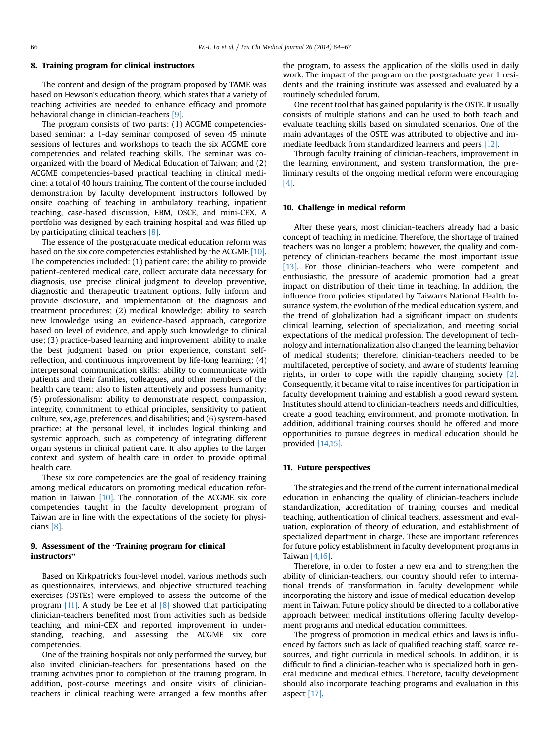## 8. Training program for clinical instructors

The content and design of the program proposed by TAME was based on Hewson's education theory, which states that a variety of teaching activities are needed to enhance efficacy and promote behavioral change in clinician-teachers [9].

The program consists of two parts: (1) ACGME competencies-based seminar: a 1-day seminar composed of seven 45 minute sessions of lectures and workshops to teach the six ACGME core competencies and related teaching skills. The seminar was co-organized with the board of Medical Education of Taiwan; and (2) ACGME competencies-based practical teaching in clinical medicine: a total of 40 hours training. The content of the course included demonstration by faculty development instructors followed by onsite coaching of teaching in ambulatory teaching, inpatient teaching, case-based discussion, EBM, OSCE, and mini-CEX. A portfolio was designed by each training hospital and was filled up by participating clinical teachers [8].

The essence of the postgraduate medical education reform was based on the six core competencies established by the ACGME [10]. The competencies included: (1) patient care: the ability to provide patient-centered medical care, collect accurate data necessary for diagnosis, use precise clinical judgment to develop preventive, diagnostic and therapeutic treatment options, fully inform and provide disclosure, and implementation of the diagnosis and treatment procedures; (2) medical knowledge: ability to search new knowledge using an evidence-based approach, categorize based on level of evidence, and apply such knowledge to clinical use; (3) practice-based learning and improvement: ability to make the best judgment based on prior experience, constant self-reflection, and continuous improvement by life-long learning; (4) interpersonal communication skills: ability to communicate with patients and their families, colleagues, and other members of the health care team; also to listen attentively and possess humanity; (5) professionalism: ability to demonstrate respect, compassion, integrity, commitment to ethical principles, sensitivity to patient culture, sex, age, preferences, and disabilities; and (6) system-based practice: at the personal level, it includes logical thinking and systemic approach, such as competency of integrating different organ systems in clinical patient care. It also applies to the larger context and system of health care in order to provide optimal health care.

These six core competencies are the goal of residency training among medical educators on promoting medical education reformation in Taiwan [10]. The connotation of the ACGME six core competencies taught in the faculty development program of Taiwan are in line with the expectations of the society for physicians [8].

## 9. Assessment of the "Training program for clinical instructors"

Based on Kirkpatrick's four-level model, various methods such as questionnaires, interviews, and objective structured teaching exercises (OSTEs) were employed to assess the outcome of the program [11]. A study be Lee et al [8] showed that participating clinician-teachers benefited most from activities such as bedside teaching and mini-CEX and reported improvement in understanding, teaching, and assessing the ACGME six core competencies.

One of the training hospitals not only performed the survey, but also invited clinician-teachers for presentations based on the training activities prior to completion of the training program. In addition, post-course meetings and onsite visits of clinician-teachers in clinical teaching were arranged a few months after the program, to assess the application of the skills used in daily work. The impact of the program on the postgraduate year 1 residents and the training institute was assessed and evaluated by a routinely scheduled forum.

One recent tool that has gained popularity is the OSTE. It usually consists of multiple stations and can be used to both teach and evaluate teaching skills based on simulated scenarios. One of the main advantages of the OSTE was attributed to objective and immediate feedback from standardized learners and peers [12].

Through faculty training of clinician-teachers, improvement in the learning environment, and system transformation, the preliminary results of the ongoing medical reform were encouraging [4].

## 10. Challenge in medical reform

After these years, most clinician-teachers already had a basic concept of teaching in medicine. Therefore, the shortage of trained teachers was no longer a problem; however, the quality and competency of clinician-teachers became the most important issue [13]. For those clinician-teachers who were competent and enthusiastic, the pressure of academic promotion had a great impact on distribution of their time in teaching. In addition, the influence from policies stipulated by Taiwan's National Health Insurance system, the evolution of the medical education system, and the trend of globalization had a significant impact on students' clinical learning, selection of specialization, and meeting social expectations of the medical profession. The development of technology and internationalization also changed the learning behavior of medical students; therefore, clinician-teachers needed to be multifaceted, perceptive of society, and aware of students' learning rights, in order to cope with the rapidly changing society [2]. Consequently, it became vital to raise incentives for participation in faculty development training and establish a good reward system. Institutes should attend to clinician-teachers' needs and difficulties, create a good teaching environment, and promote motivation. In addition, additional training courses should be offered and more opportunities to pursue degrees in medical education should be provided [14,15].

## 11. Future perspectives

The strategies and the trend of the current international medical education in enhancing the quality of clinician-teachers include standardization, accreditation of training courses and medical teaching, authentication of clinical teachers, assessment and evaluation, exploration of theory of education, and establishment of specialized department in charge. These are important references for future policy establishment in faculty development programs in Taiwan [4,16].

Therefore, in order to foster a new era and to strengthen the ability of clinician-teachers, our country should refer to international trends of transformation in faculty development while incorporating the history and issue of medical education development in Taiwan. Future policy should be directed to a collaborative approach between medical institutions offering faculty development programs and medical education committees.

The progress of promotion in medical ethics and laws is influenced by factors such as lack of qualified teaching staff, scarce resources, and tight curricula in medical schools. In addition, it is difficult to find a clinician-teacher who is specialized both in general medicine and medical ethics. Therefore, faculty development should also incorporate teaching programs and evaluation in this aspect [17].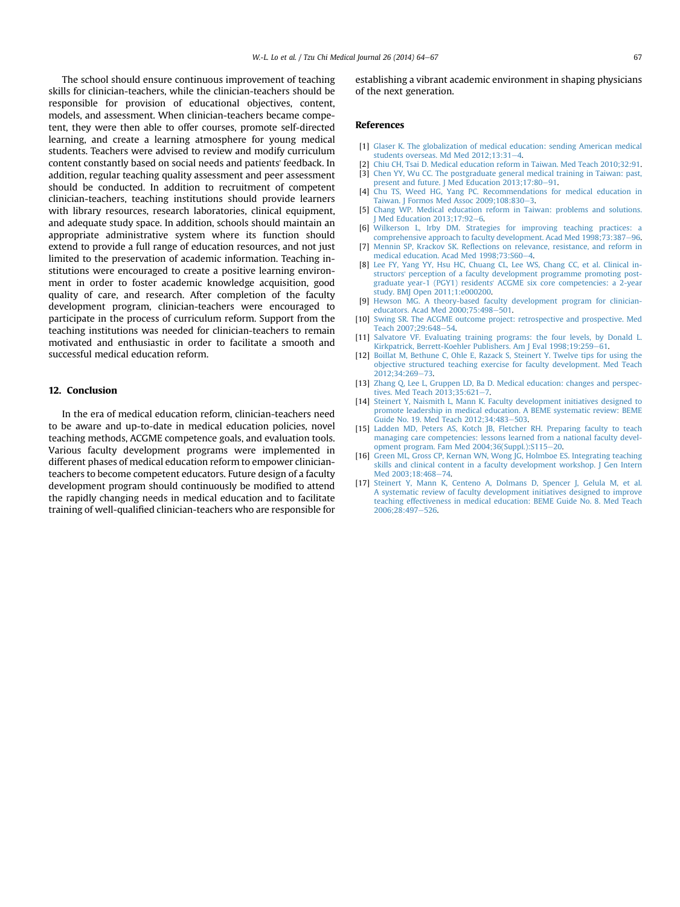The school should ensure continuous improvement of teaching skills for clinician-teachers, while the clinician-teachers should be responsible for provision of educational objectives, content, models, and assessment. When clinician-teachers became competent, they were then able to offer courses, promote self-directed learning, and create a learning atmosphere for young medical students. Teachers were advised to review and modify curriculum content constantly based on social needs and patients' feedback. In addition, regular teaching quality assessment and peer assessment should be conducted. In addition to recruitment of competent clinician-teachers, teaching institutions should provide learners with library resources, research laboratories, clinical equipment, and adequate study space. In addition, schools should maintain an appropriate administrative system where its function should extend to provide a full range of education resources, and not just limited to the preservation of academic information. Teaching institutions were encouraged to create a positive learning environment in order to foster academic knowledge acquisition, good quality of care, and research. After completion of the faculty development program, clinician-teachers were encouraged to participate in the process of curriculum reform. Support from the teaching institutions was needed for clinician-teachers to remain motivated and enthusiastic in order to facilitate a smooth and successful medical education reform.

## 12. Conclusion

In the era of medical education reform, clinician-teachers need to be aware and up-to-date in medical education policies, novel teaching methods, ACGME competence goals, and evaluation tools. Various faculty development programs were implemented in different phases of medical education reform to empower clinician-teachers to become competent educators. Future design of a faculty development program should continuously be modified to attend the rapidly changing needs in medical education and to facilitate training of well-qualified clinician-teachers who are responsible for establishing a vibrant academic environment in shaping physicians of the next generation.

## References

[1] Glaser K. The globalization of medical education: sending American medical students overseas. Md Med 2012;13:31–4.

[2] Chiu CH, Tsai D. Medical education reform in Taiwan. Med Teach 2010;32:91.

[3] Chen YY, Wu CC. The postgraduate general medical training in Taiwan: past, present and future. J Med Education 2013;17:80–91.

[4] Chu TS, Weed HG, Yang PC. Recommendations for medical education in Taiwan. J Formos Med Assoc 2009;108:830–3.

[5] Chang WP. Medical education reform in Taiwan: problems and solutions. J Med Education 2013;17:92–6.

[6] Wilkerson L, Irby DM. Strategies for improving teaching practices: a comprehensive approach to faculty development. Acad Med 1998;73:387–96.

[7] Mennin SP, Krackov SK. Reflections on relevance, resistance, and reform in medical education. Acad Med 1998;73:S60–4.

[8] Lee FY, Yang YY, Hsu HC, Chuang CL, Lee WS, Chang CC, et al. Clinical instructors' perception of a faculty development programme promoting postgraduate year-1 (PGY1) residents' ACGME six core competencies: a 2-year study. BMJ Open 2011;1:e000200.

[9] Hewson MG. A theory-based faculty development program for clinician-educators. Acad Med 2000;75:498–501.

[10] Swing SR. The ACGME outcome project: retrospective and prospective. Med Teach 2007;29:648–54.

[11] Salvatore VF. Evaluating training programs: the four levels, by Donald L. Kirkpatrick, Berrett-Koehler Publishers. Am J Eval 1998;19:259–61.

[12] Boillat M, Bethune C, Ohle E, Razack S, Steinert Y. Twelve tips for using the objective structured teaching exercise for faculty development. Med Teach 2012;34:269–73.

[13] Zhang Q, Lee L, Gruppen LD, Ba D. Medical education: changes and perspectives. Med Teach 2013;35:621–7.

[14] Steinert Y, Naismith L, Mann K. Faculty development initiatives designed to promote leadership in medical education. A BEME systematic review: BEME Guide No. 19. Med Teach 2012;34:483–503.

[15] Ladden MD, Peters AS, Kotch JB, Fletcher RH. Preparing faculty to teach managing care competencies: lessons learned from a national faculty development program. Fam Med 2004;36(Suppl.):S115–20.

[16] Green ML, Gross CP, Kernan WN, Wong JG, Holmboe ES. Integrating teaching skills and clinical content in a faculty development workshop. J Gen Intern Med 2003;18:468–74.

[17] Steinert Y, Mann K, Centeno A, Dolmans D, Spencer J, Gelula M, et al. A systematic review of faculty development initiatives designed to improve teaching effectiveness in medical education: BEME Guide No. 8. Med Teach 2006;28:497–526.